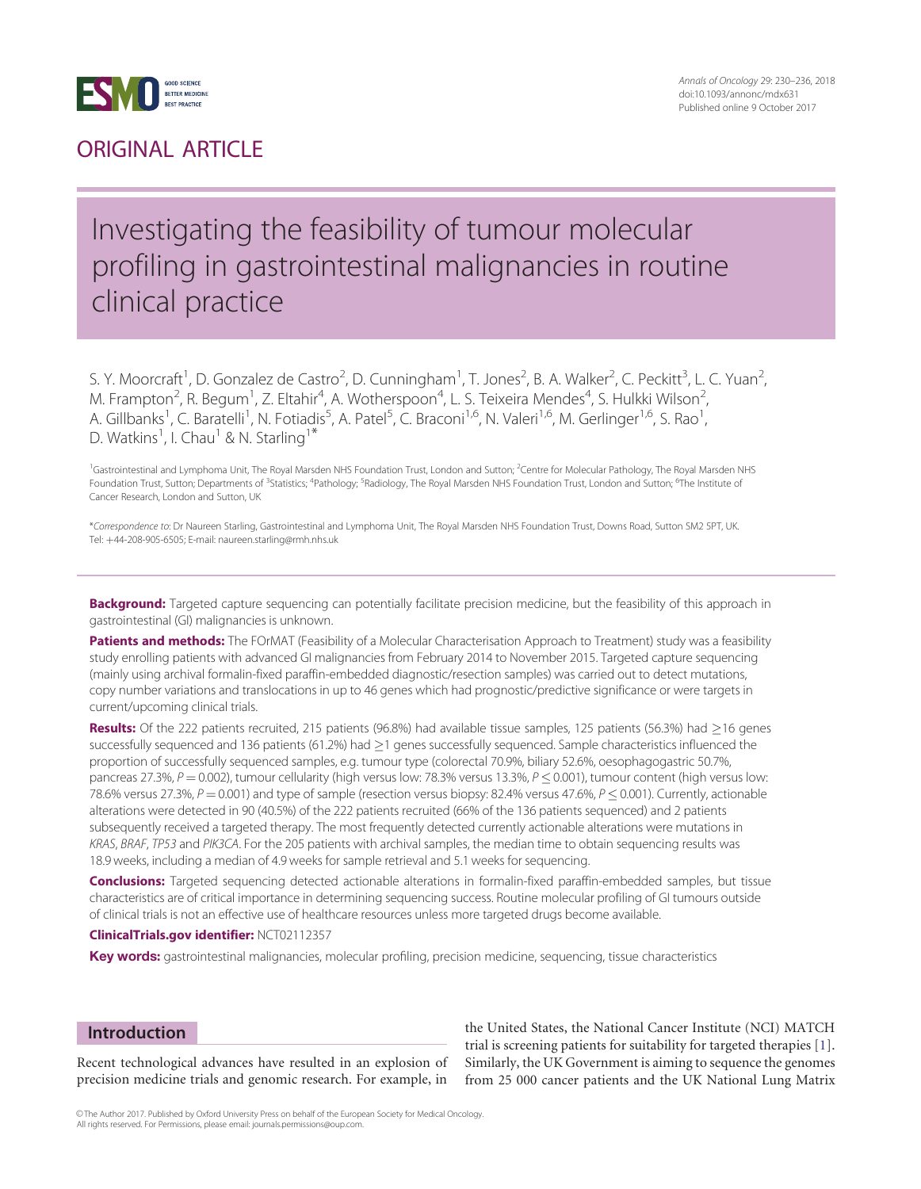ORIGINAL ARTICLE

# Investigating the feasibility of tumour molecular profiling in gastrointestinal malignancies in routine clinical practice

S. Y. Moorcraft[1], D. Gonzalez de Castro[2], D. Cunningham[1], T. Jones[2], B. A. Walker[2], C. Peckitt[3], L. C. Yuan[2], M. Frampton[2], R. Begum[1], Z. Eltahir[4], A. Wotherspoon[4], L. S. Teixeira Mendes[4], S. Hulkki Wilson[2], A. Gillbanks[1], C. Baratelli[1], N. Fotiadis[5], A. Patel[5], C. Braconi[1,6], N. Valeri[1,6], M. Gerlinger[1,6], S. Rao[1], D. Watkins[1], I. Chau[1] & N. Starling[1]*

[1]Gastrointestinal and Lymphoma Unit, The Royal Marsden NHS Foundation Trust, London and Sutton; [2]Centre for Molecular Pathology, The Royal Marsden NHS Foundation Trust, Sutton; Departments of [3]Statistics; [4]Pathology; [5]Radiology, The Royal Marsden NHS Foundation Trust, London and Sutton; [6]The Institute of Cancer Research, London and Sutton, UK

*Correspondence to: Dr Naureen Starling, Gastrointestinal and Lymphoma Unit, The Royal Marsden NHS Foundation Trust, Downs Road, Sutton SM2 5PT, UK. Tel: +44-208-905-6505; E-mail: naureen.starling@rmh.nhs.uk

**Background:** Targeted capture sequencing can potentially facilitate precision medicine, but the feasibility of this approach in gastrointestinal (GI) malignancies is unknown.

**Patients and methods:** The FOrMAT (Feasibility of a Molecular Characterisation Approach to Treatment) study was a feasibility study enrolling patients with advanced GI malignancies from February 2014 to November 2015. Targeted capture sequencing (mainly using archival formalin-fixed paraffin-embedded diagnostic/resection samples) was carried out to detect mutations, copy number variations and translocations in up to 46 genes which had prognostic/predictive significance or were targets in current/upcoming clinical trials.

**Results:** Of the 222 patients recruited, 215 patients (96.8%) had available tissue samples, 125 patients (56.3%) had ≥16 genes successfully sequenced and 136 patients (61.2%) had ≥1 genes successfully sequenced. Sample characteristics influenced the proportion of successfully sequenced samples, e.g. tumour type (colorectal 70.9%, biliary 52.6%, oesophagogastric 50.7%, pancreas 27.3%, $P = 0.002$), tumour cellularity (high versus low: 78.3% versus 13.3%, $P \leq 0.001$), tumour content (high versus low: 78.6% versus 27.3%, $P = 0.001$) and type of sample (resection versus biopsy: 82.4% versus 47.6%, $P \leq 0.001$). Currently, actionable alterations were detected in 90 (40.5%) of the 222 patients recruited (66% of the 136 patients sequenced) and 2 patients subsequently received a targeted therapy. The most frequently detected currently actionable alterations were mutations in *KRAS*, *BRAF*, *TP53* and *PIK3CA*. For the 205 patients with archival samples, the median time to obtain sequencing results was 18.9 weeks, including a median of 4.9 weeks for sample retrieval and 5.1 weeks for sequencing.

**Conclusions:** Targeted sequencing detected actionable alterations in formalin-fixed paraffin-embedded samples, but tissue characteristics are of critical importance in determining sequencing success. Routine molecular profiling of GI tumours outside of clinical trials is not an effective use of healthcare resources unless more targeted drugs become available.

**ClinicalTrials.gov identifier:** NCT02112357

**Key words:** gastrointestinal malignancies, molecular profiling, precision medicine, sequencing, tissue characteristics

## Introduction

Recent technological advances have resulted in an explosion of precision medicine trials and genomic research. For example, in the United States, the National Cancer Institute (NCI) MATCH trial is screening patients for suitability for targeted therapies [1]. Similarly, the UK Government is aiming to sequence the genomes from 25 000 cancer patients and the UK National Lung Matrix

© The Author 2017. Published by Oxford University Press on behalf of the European Society for Medical Oncology. All rights reserved. For Permissions, please email: journals.permissions@oup.com.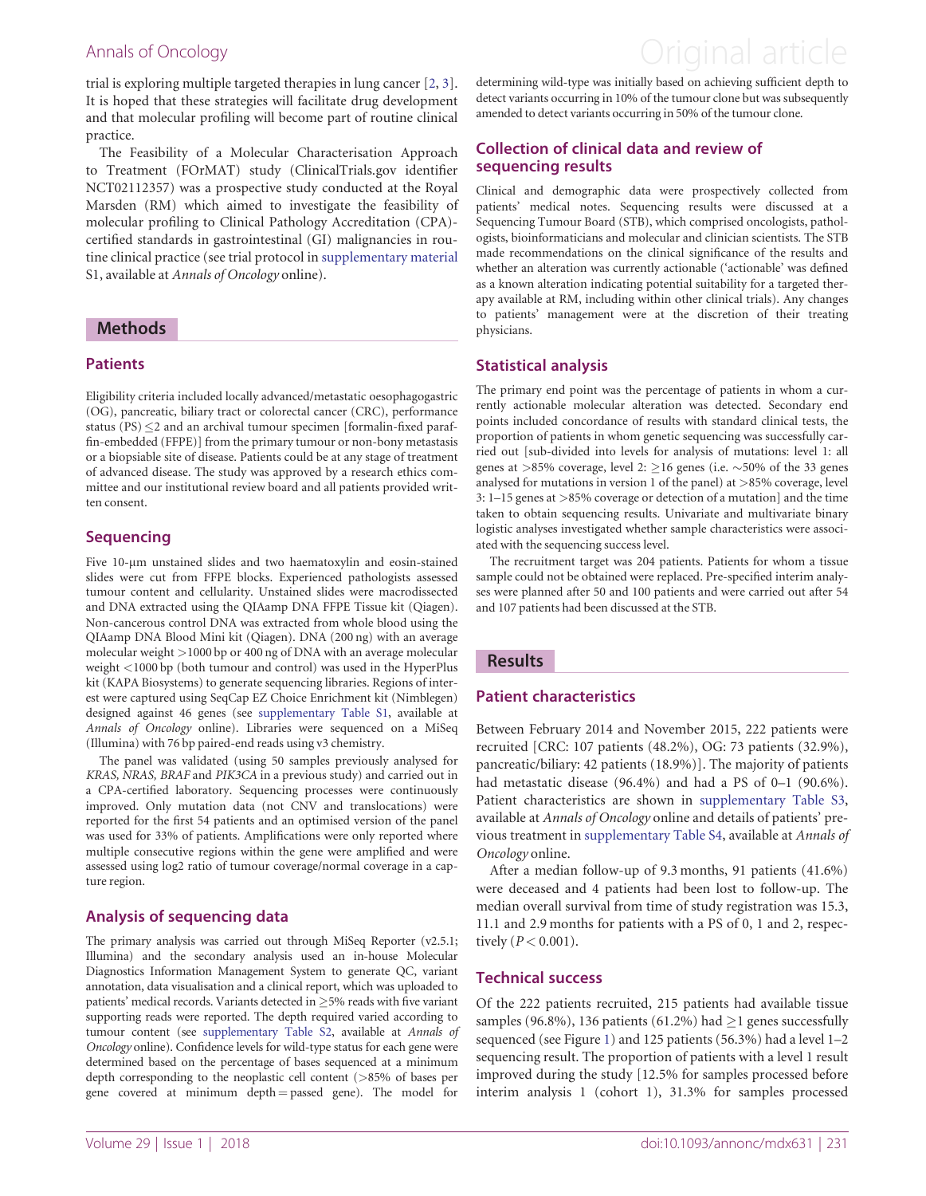trial is exploring multiple targeted therapies in lung cancer [2, 3]. It is hoped that these strategies will facilitate drug development and that molecular profiling will become part of routine clinical practice.

The Feasibility of a Molecular Characterisation Approach to Treatment (FOrMAT) study (ClinicalTrials.gov identifier NCT02112357) was a prospective study conducted at the Royal Marsden (RM) which aimed to investigate the feasibility of molecular profiling to Clinical Pathology Accreditation (CPA)-certified standards in gastrointestinal (GI) malignancies in routine clinical practice (see trial protocol in supplementary material S1, available at *Annals of Oncology* online).

## Methods

### Patients

Eligibility criteria included locally advanced/metastatic oesophagogastric (OG), pancreatic, biliary tract or colorectal cancer (CRC), performance status (PS) $\leq$2 and an archival tumour specimen [formalin-fixed paraffin-embedded (FFPE)] from the primary tumour or non-bony metastasis or a biopsiable site of disease. Patients could be at any stage of treatment of advanced disease. The study was approved by a research ethics committee and our institutional review board and all patients provided written consent.

### Sequencing

Five 10-μm unstained slides and two haematoxylin and eosin-stained slides were cut from FFPE blocks. Experienced pathologists assessed tumour content and cellularity. Unstained slides were macrodissected and DNA extracted using the QIAamp DNA FFPE Tissue kit (Qiagen). Non-cancerous control DNA was extracted from whole blood using the QIAamp DNA Blood Mini kit (Qiagen). DNA (200 ng) with an average molecular weight >1000 bp or 400 ng of DNA with an average molecular weight <1000 bp (both tumour and control) was used in the HyperPlus kit (KAPA Biosystems) to generate sequencing libraries. Regions of interest were captured using SeqCap EZ Choice Enrichment kit (Nimblegen) designed against 46 genes (see supplementary Table S1, available at *Annals of Oncology* online). Libraries were sequenced on a MiSeq (Illumina) with 76 bp paired-end reads using v3 chemistry.

The panel was validated (using 50 samples previously analysed for *KRAS, NRAS, BRAF* and *PIK3CA* in a previous study) and carried out in a CPA-certified laboratory. Sequencing processes were continuously improved. Only mutation data (not CNV and translocations) were reported for the first 54 patients and an optimised version of the panel was used for 33% of patients. Amplifications were only reported where multiple consecutive regions within the gene were amplified and were assessed using log2 ratio of tumour coverage/normal coverage in a capture region.

### Analysis of sequencing data

The primary analysis was carried out through MiSeq Reporter (v2.5.1; Illumina) and the secondary analysis used an in-house Molecular Diagnostics Information Management System to generate QC, variant annotation, data visualisation and a clinical report, which was uploaded to patients' medical records. Variants detected in $\geq$5% reads with five variant supporting reads were reported. The depth required varied according to tumour content (see supplementary Table S2, available at *Annals of Oncology* online). Confidence levels for wild-type status for each gene were determined based on the percentage of bases sequenced at a minimum depth corresponding to the neoplastic cell content (>85% of bases per gene covered at minimum depth = passed gene). The model for determining wild-type was initially based on achieving sufficient depth to detect variants occurring in 10% of the tumour clone but was subsequently amended to detect variants occurring in 50% of the tumour clone.

### Collection of clinical data and review of sequencing results

Clinical and demographic data were prospectively collected from patients' medical notes. Sequencing results were discussed at a Sequencing Tumour Board (STB), which comprised oncologists, pathologists, bioinformaticians and molecular and clinician scientists. The STB made recommendations on the clinical significance of the results and whether an alteration was currently actionable ('actionable' was defined as a known alteration indicating potential suitability for a targeted therapy available at RM, including within other clinical trials). Any changes to patients' management were at the discretion of their treating physicians.

### Statistical analysis

The primary end point was the percentage of patients in whom a currently actionable molecular alteration was detected. Secondary end points included concordance of results with standard clinical tests, the proportion of patients in whom genetic sequencing was successfully carried out [sub-divided into levels for analysis of mutations: level 1: all genes at >85% coverage, level 2: $\geq$16 genes (i.e. ~50% of the 33 genes analysed for mutations in version 1 of the panel) at >85% coverage, level 3: 1–15 genes at >85% coverage or detection of a mutation] and the time taken to obtain sequencing results. Univariate and multivariate binary logistic analyses investigated whether sample characteristics were associated with the sequencing success level.

The recruitment target was 204 patients. Patients for whom a tissue sample could not be obtained were replaced. Pre-specified interim analyses were planned after 50 and 100 patients and were carried out after 54 and 107 patients had been discussed at the STB.

## Results

### Patient characteristics

Between February 2014 and November 2015, 222 patients were recruited [CRC: 107 patients (48.2%), OG: 73 patients (32.9%), pancreatic/biliary: 42 patients (18.9%)]. The majority of patients had metastatic disease (96.4%) and had a PS of 0–1 (90.6%). Patient characteristics are shown in supplementary Table S3, available at *Annals of Oncology* online and details of patients' previous treatment in supplementary Table S4, available at *Annals of Oncology* online.

After a median follow-up of 9.3 months, 91 patients (41.6%) were deceased and 4 patients had been lost to follow-up. The median overall survival from time of study registration was 15.3, 11.1 and 2.9 months for patients with a PS of 0, 1 and 2, respectively ($P < 0.001$).

### Technical success

Of the 222 patients recruited, 215 patients had available tissue samples (96.8%), 136 patients (61.2%) had $\geq$1 genes successfully sequenced (see Figure 1) and 125 patients (56.3%) had a level 1–2 sequencing result. The proportion of patients with a level 1 result improved during the study [12.5% for samples processed before interim analysis 1 (cohort 1), 31.3% for samples processed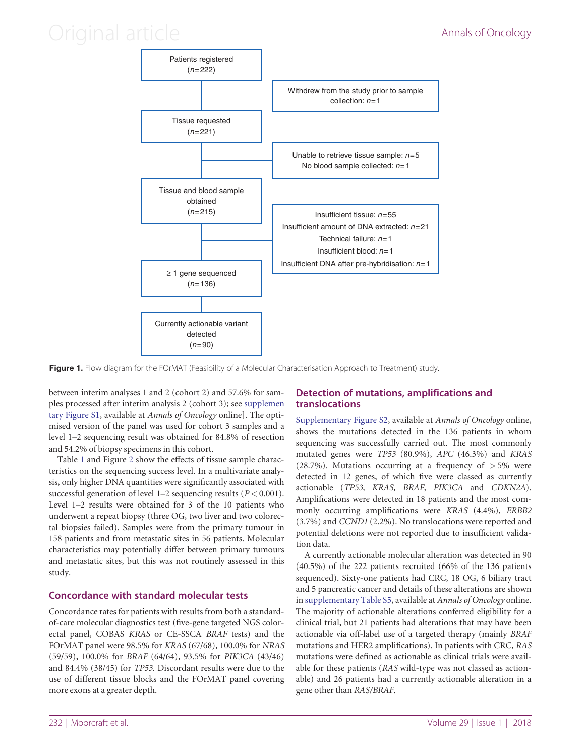Patients registered
(n=222)

Withdrew from the study prior to sample collection: n=1

Tissue requested
(n=221)

Unable to retrieve tissue sample: n=5
No blood sample collected: n=1

Tissue and blood sample obtained
(n=215)

Insufficient tissue: n=55
Insufficient amount of DNA extracted: n=21
Technical failure: n=1
Insufficient blood: n=1
Insufficient DNA after pre-hybridisation: n=1

≥ 1 gene sequenced
(n=136)

Currently actionable variant detected
(n=90)

**Figure 1.** Flow diagram for the FOrMAT (Feasibility of a Molecular Characterisation Approach to Treatment) study.

between interim analyses 1 and 2 (cohort 2) and 57.6% for samples processed after interim analysis 2 (cohort 3); see supplementary Figure S1, available at *Annals of Oncology* online]. The optimised version of the panel was used for cohort 3 samples and a level 1–2 sequencing result was obtained for 84.8% of resection and 54.2% of biopsy specimens in this cohort.

Table 1 and Figure 2 show the effects of tissue sample characteristics on the sequencing success level. In a multivariate analysis, only higher DNA quantities were significantly associated with successful generation of level 1–2 sequencing results ($P < 0.001$). Level 1–2 results were obtained for 3 of the 10 patients who underwent a repeat biopsy (three OG, two liver and two colorectal biopsies failed). Samples were from the primary tumour in 158 patients and from metastatic sites in 56 patients. Molecular characteristics may potentially differ between primary tumours and metastatic sites, but this was not routinely assessed in this study.

## Concordance with standard molecular tests

Concordance rates for patients with results from both a standard-of-care molecular diagnostics test (five-gene targeted NGS colorectal panel, COBAS *KRAS* or CE-SSCA *BRAF* tests) and the FOrMAT panel were 98.5% for *KRAS* (67/68), 100.0% for *NRAS* (59/59), 100.0% for *BRAF* (64/64), 93.5% for *PIK3CA* (43/46) and 84.4% (38/45) for *TP53*. Discordant results were due to the use of different tissue blocks and the FOrMAT panel covering more exons at a greater depth.

## Detection of mutations, amplifications and translocations

Supplementary Figure S2, available at *Annals of Oncology* online, shows the mutations detected in the 136 patients in whom sequencing was successfully carried out. The most commonly mutated genes were *TP53* (80.9%), *APC* (46.3%) and *KRAS* (28.7%). Mutations occurring at a frequency of $>5\%$ were detected in 12 genes, of which five were classed as currently actionable (*TP53, KRAS, BRAF, PIK3CA* and *CDKN2A*). Amplifications were detected in 18 patients and the most commonly occurring amplifications were *KRAS* (4.4%), *ERBB2* (3.7%) and *CCND1* (2.2%). No translocations were reported and potential deletions were not reported due to insufficient validation data.

A currently actionable molecular alteration was detected in 90 (40.5%) of the 222 patients recruited (66% of the 136 patients sequenced). Sixty-one patients had CRC, 18 OG, 6 biliary tract and 5 pancreatic cancer and details of these alterations are shown in supplementary Table S5, available at *Annals of Oncology* online. The majority of actionable alterations conferred eligibility for a clinical trial, but 21 patients had alterations that may have been actionable via off-label use of a targeted therapy (mainly *BRAF* mutations and HER2 amplifications). In patients with CRC, *RAS* mutations were defined as actionable as clinical trials were available for these patients (*RAS* wild-type was not classed as actionable) and 26 patients had a currently actionable alteration in a gene other than *RAS/BRAF*.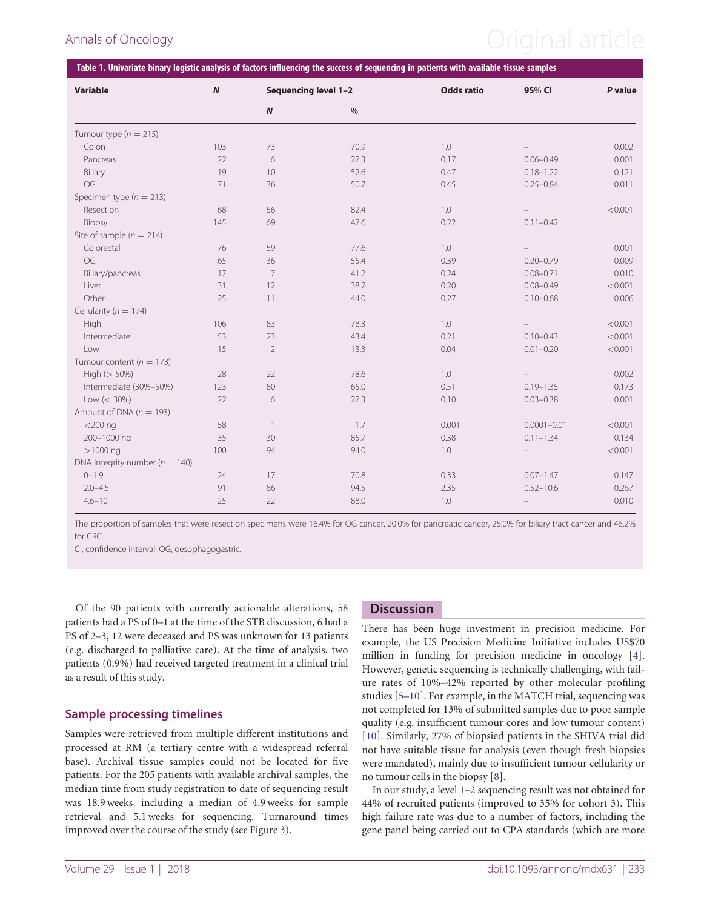**Table 1. Univariate binary logistic analysis of factors influencing the success of sequencing in patients with available tissue samples**

| Variable | *N* | Sequencing level 1–2 | | Odds ratio | 95% CI | *P* value |
|---|---|---|---|---|---|---|
| | | *N* | % | | | |
| Tumour type ($n = 215$) | | | | | | |
| Colon | 103 | 73 | 70.9 | 1.0 | – | 0.002 |
| Pancreas | 22 | 6 | 27.3 | 0.17 | 0.06–0.49 | 0.001 |
| Biliary | 19 | 10 | 52.6 | 0.47 | 0.18–1.22 | 0.121 |
| OG | 71 | 36 | 50.7 | 0.45 | 0.25–0.84 | 0.011 |
| Specimen type ($n = 213$) | | | | | | |
| Resection | 68 | 56 | 82.4 | 1.0 | – | <0.001 |
| Biopsy | 145 | 69 | 47.6 | 0.22 | 0.11–0.42 | |
| Site of sample ($n = 214$) | | | | | | |
| Colorectal | 76 | 59 | 77.6 | 1.0 | – | 0.001 |
| OG | 65 | 36 | 55.4 | 0.39 | 0.20–0.79 | 0.009 |
| Biliary/pancreas | 17 | 7 | 41.2 | 0.24 | 0.08–0.71 | 0.010 |
| Liver | 31 | 12 | 38.7 | 0.20 | 0.08–0.49 | <0.001 |
| Other | 25 | 11 | 44.0 | 0.27 | 0.10–0.68 | 0.006 |
| Cellularity ($n = 174$) | | | | | | |
| High | 106 | 83 | 78.3 | 1.0 | – | <0.001 |
| Intermediate | 53 | 23 | 43.4 | 0.21 | 0.10–0.43 | <0.001 |
| Low | 15 | 2 | 13.3 | 0.04 | 0.01–0.20 | <0.001 |
| Tumour content ($n = 173$) | | | | | | |
| High (> 50%) | 28 | 22 | 78.6 | 1.0 | – | 0.002 |
| Intermediate (30%–50%) | 123 | 80 | 65.0 | 0.51 | 0.19–1.35 | 0.173 |
| Low (< 30%) | 22 | 6 | 27.3 | 0.10 | 0.03–0.38 | 0.001 |
| Amount of DNA ($n = 193$) | | | | | | |
| <200 ng | 58 | 1 | 1.7 | 0.001 | 0.0001–0.01 | <0.001 |
| 200–1000 ng | 35 | 30 | 85.7 | 0.38 | 0.11–1.34 | 0.134 |
| >1000 ng | 100 | 94 | 94.0 | 1.0 | – | <0.001 |
| DNA integrity number ($n = 140$) | | | | | | |
| 0–1.9 | 24 | 17 | 70.8 | 0.33 | 0.07–1.47 | 0.147 |
| 2.0–4.5 | 91 | 86 | 94.5 | 2.35 | 0.52–10.6 | 0.267 |
| 4.6–10 | 25 | 22 | 88.0 | 1.0 | – | 0.010 |

The proportion of samples that were resection specimens were 16.4% for OG cancer, 20.0% for pancreatic cancer, 25.0% for biliary tract cancer and 46.2% for CRC.

CI, confidence interval; OG, oesophagogastric.

Of the 90 patients with currently actionable alterations, 58 patients had a PS of 0–1 at the time of the STB discussion, 6 had a PS of 2–3, 12 were deceased and PS was unknown for 13 patients (e.g. discharged to palliative care). At the time of analysis, two patients (0.9%) had received targeted treatment in a clinical trial as a result of this study.

### Sample processing timelines

Samples were retrieved from multiple different institutions and processed at RM (a tertiary centre with a widespread referral base). Archival tissue samples could not be located for five patients. For the 205 patients with available archival samples, the median time from study registration to date of sequencing result was 18.9 weeks, including a median of 4.9 weeks for sample retrieval and 5.1 weeks for sequencing. Turnaround times improved over the course of the study (see Figure 3).

## Discussion

There has been huge investment in precision medicine. For example, the US Precision Medicine Initiative includes US$70 million in funding for precision medicine in oncology [4]. However, genetic sequencing is technically challenging, with failure rates of 10%–42% reported by other molecular profiling studies [5–10]. For example, in the MATCH trial, sequencing was not completed for 13% of submitted samples due to poor sample quality (e.g. insufficient tumour cores and low tumour content) [10]. Similarly, 27% of biopsied patients in the SHIVA trial did not have suitable tissue for analysis (even though fresh biopsies were mandated), mainly due to insufficient tumour cellularity or no tumour cells in the biopsy [8].

In our study, a level 1–2 sequencing result was not obtained for 44% of recruited patients (improved to 35% for cohort 3). This high failure rate was due to a number of factors, including the gene panel being carried out to CPA standards (which are more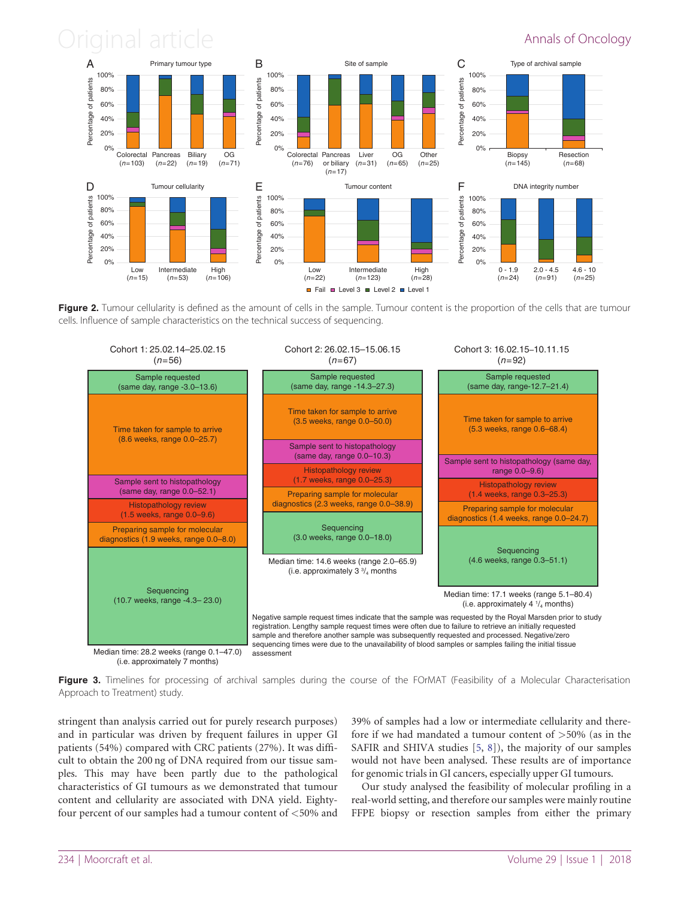**Figure 2.** Tumour cellularity is defined as the amount of cells in the sample. Tumour content is the proportion of the cells that are tumour cells. Influence of sample characteristics on the technical success of sequencing.

| Cohort 1: 25.02.14–25.02.15 ($n$=56) | Cohort 2: 26.02.15–15.06.15 ($n$=67) | Cohort 3: 16.02.15–10.11.15 ($n$=92) |
|---|---|---|
| Sample requested (same day, range -3.0–13.6) | Sample requested (same day, range -14.3–27.3) | Sample requested (same day, range-12.7–21.4) |
| Time taken for sample to arrive (8.6 weeks, range 0.0–25.7) | Time taken for sample to arrive (3.5 weeks, range 0.0–50.0) | Time taken for sample to arrive (5.3 weeks, range 0.6–68.4) |
| Sample sent to histopathology (same day, range 0.0–52.1) | Sample sent to histopathology (same day, range 0.0–10.3) | Sample sent to histopathology (same day, range 0.0–9.6) |
| Histopathology review (1.5 weeks, range 0.0–9.6) | Histopathology review (1.7 weeks, range 0.0–25.3) | Histopathology review (1.4 weeks, range 0.3–25.3) |
| Preparing sample for molecular diagnostics (1.9 weeks, range 0.0–8.0) | Preparing sample for molecular diagnostics (2.3 weeks, range 0.0–38.9) | Preparing sample for molecular diagnostics (1.4 weeks, range 0.0–24.7) |
| Sequencing (10.7 weeks, range -4.3– 23.0) | Sequencing (3.0 weeks, range 0.0–18.0) | Sequencing (4.6 weeks, range 0.3–51.1) |
| Median time: 28.2 weeks (range 0.1–47.0) (i.e. approximately 7 months) | Median time: 14.6 weeks (range 2.0–65.9) (i.e. approximately 3 ¾ months | Median time: 17.1 weeks (range 5.1–80.4) (i.e. approximately 4 ¼ months) |

Negative sample request times indicate that the sample was requested by the Royal Marsden prior to study registration. Lengthy sample request times were often due to failure to retrieve an initially requested sample and therefore another sample was subsequently requested and processed. Negative/zero sequencing times were due to the unavailability of blood samples or samples failing the initial tissue assessment

**Figure 3.** Timelines for processing of archival samples during the course of the FOrMAT (Feasibility of a Molecular Characterisation Approach to Treatment) study.

stringent than analysis carried out for purely research purposes) and in particular was driven by frequent failures in upper GI patients (54%) compared with CRC patients (27%). It was difficult to obtain the 200 ng of DNA required from our tissue samples. This may have been partly due to the pathological characteristics of GI tumours as we demonstrated that tumour content and cellularity are associated with DNA yield. Eighty-four percent of our samples had a tumour content of <50% and 39% of samples had a low or intermediate cellularity and therefore if we had mandated a tumour content of >50% (as in the SAFIR and SHIVA studies [5, 8]), the majority of our samples would not have been analysed. These results are of importance for genomic trials in GI cancers, especially upper GI tumours.

Our study analysed the feasibility of molecular profiling in a real-world setting, and therefore our samples were mainly routine FFPE biopsy or resection samples from either the primary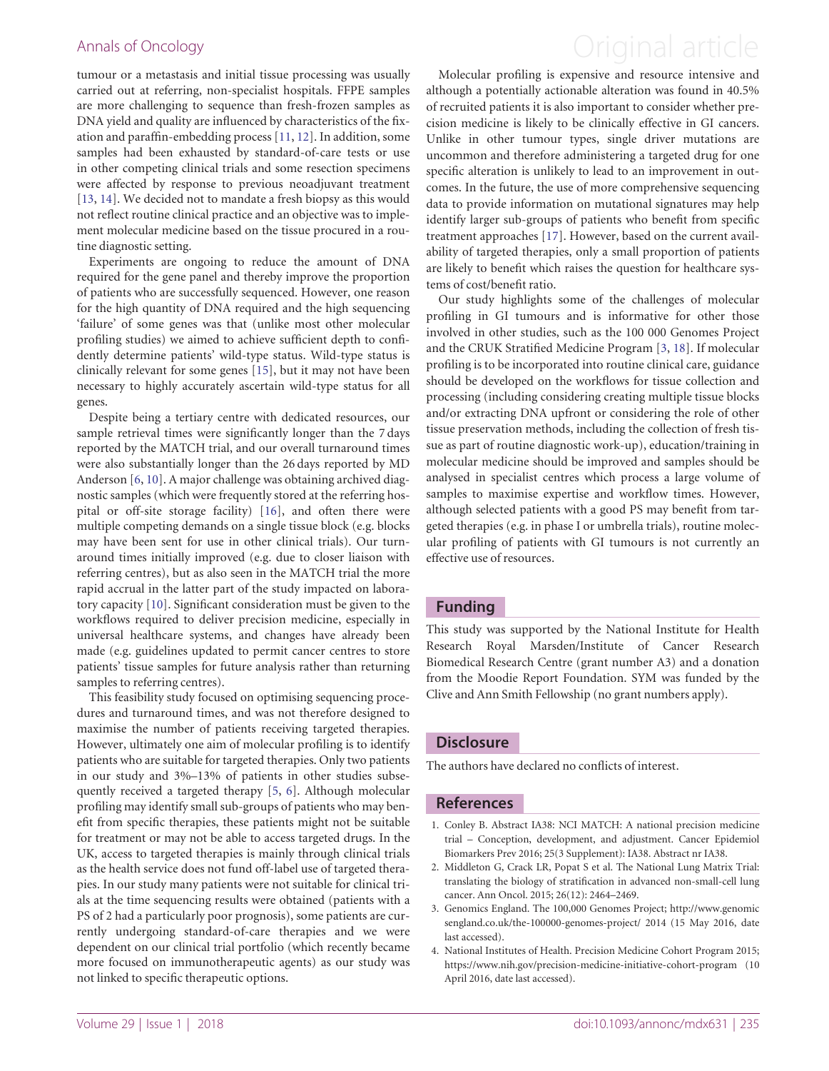tumour or a metastasis and initial tissue processing was usually carried out at referring, non-specialist hospitals. FFPE samples are more challenging to sequence than fresh-frozen samples as DNA yield and quality are influenced by characteristics of the fixation and paraffin-embedding process [11, 12]. In addition, some samples had been exhausted by standard-of-care tests or use in other competing clinical trials and some resection specimens were affected by response to previous neoadjuvant treatment [13, 14]. We decided not to mandate a fresh biopsy as this would not reflect routine clinical practice and an objective was to implement molecular medicine based on the tissue procured in a routine diagnostic setting.

Experiments are ongoing to reduce the amount of DNA required for the gene panel and thereby improve the proportion of patients who are successfully sequenced. However, one reason for the high quantity of DNA required and the high sequencing 'failure' of some genes was that (unlike most other molecular profiling studies) we aimed to achieve sufficient depth to confidently determine patients' wild-type status. Wild-type status is clinically relevant for some genes [15], but it may not have been necessary to highly accurately ascertain wild-type status for all genes.

Despite being a tertiary centre with dedicated resources, our sample retrieval times were significantly longer than the 7 days reported by the MATCH trial, and our overall turnaround times were also substantially longer than the 26 days reported by MD Anderson [6, 10]. A major challenge was obtaining archived diagnostic samples (which were frequently stored at the referring hospital or off-site storage facility) [16], and often there were multiple competing demands on a single tissue block (e.g. blocks may have been sent for use in other clinical trials). Our turnaround times initially improved (e.g. due to closer liaison with referring centres), but as also seen in the MATCH trial the more rapid accrual in the latter part of the study impacted on laboratory capacity [10]. Significant consideration must be given to the workflows required to deliver precision medicine, especially in universal healthcare systems, and changes have already been made (e.g. guidelines updated to permit cancer centres to store patients' tissue samples for future analysis rather than returning samples to referring centres).

This feasibility study focused on optimising sequencing procedures and turnaround times, and was not therefore designed to maximise the number of patients receiving targeted therapies. However, ultimately one aim of molecular profiling is to identify patients who are suitable for targeted therapies. Only two patients in our study and 3%–13% of patients in other studies subsequently received a targeted therapy [5, 6]. Although molecular profiling may identify small sub-groups of patients who may benefit from specific therapies, these patients might not be suitable for treatment or may not be able to access targeted drugs. In the UK, access to targeted therapies is mainly through clinical trials as the health service does not fund off-label use of targeted therapies. In our study many patients were not suitable for clinical trials at the time sequencing results were obtained (patients with a PS of 2 had a particularly poor prognosis), some patients are currently undergoing standard-of-care therapies and we were dependent on our clinical trial portfolio (which recently became more focused on immunotherapeutic agents) as our study was not linked to specific therapeutic options.

Molecular profiling is expensive and resource intensive and although a potentially actionable alteration was found in 40.5% of recruited patients it is also important to consider whether precision medicine is likely to be clinically effective in GI cancers. Unlike in other tumour types, single driver mutations are uncommon and therefore administering a targeted drug for one specific alteration is unlikely to lead to an improvement in outcomes. In the future, the use of more comprehensive sequencing data to provide information on mutational signatures may help identify larger sub-groups of patients who benefit from specific treatment approaches [17]. However, based on the current availability of targeted therapies, only a small proportion of patients are likely to benefit which raises the question for healthcare systems of cost/benefit ratio.

Our study highlights some of the challenges of molecular profiling in GI tumours and is informative for other those involved in other studies, such as the 100 000 Genomes Project and the CRUK Stratified Medicine Program [3, 18]. If molecular profiling is to be incorporated into routine clinical care, guidance should be developed on the workflows for tissue collection and processing (including considering creating multiple tissue blocks and/or extracting DNA upfront or considering the role of other tissue preservation methods, including the collection of fresh tissue as part of routine diagnostic work-up), education/training in molecular medicine should be improved and samples should be analysed in specialist centres which process a large volume of samples to maximise expertise and workflow times. However, although selected patients with a good PS may benefit from targeted therapies (e.g. in phase I or umbrella trials), routine molecular profiling of patients with GI tumours is not currently an effective use of resources.

## Funding

This study was supported by the National Institute for Health Research Royal Marsden/Institute of Cancer Research Biomedical Research Centre (grant number A3) and a donation from the Moodie Report Foundation. SYM was funded by the Clive and Ann Smith Fellowship (no grant numbers apply).

## Disclosure

The authors have declared no conflicts of interest.

## References

1. Conley B. Abstract IA38: NCI MATCH: A national precision medicine trial – Conception, development, and adjustment. Cancer Epidemiol Biomarkers Prev 2016; 25(3 Supplement): IA38. Abstract nr IA38.
2. Middleton G, Crack LR, Popat S et al. The National Lung Matrix Trial: translating the biology of stratification in advanced non-small-cell lung cancer. Ann Oncol. 2015; 26(12): 2464–2469.
3. Genomics England. The 100,000 Genomes Project; http://www.genomicsengland.co.uk/the-100000-genomes-project/ 2014 (15 May 2016, date last accessed).
4. National Institutes of Health. Precision Medicine Cohort Program 2015; https://www.nih.gov/precision-medicine-initiative-cohort-program (10 April 2016, date last accessed).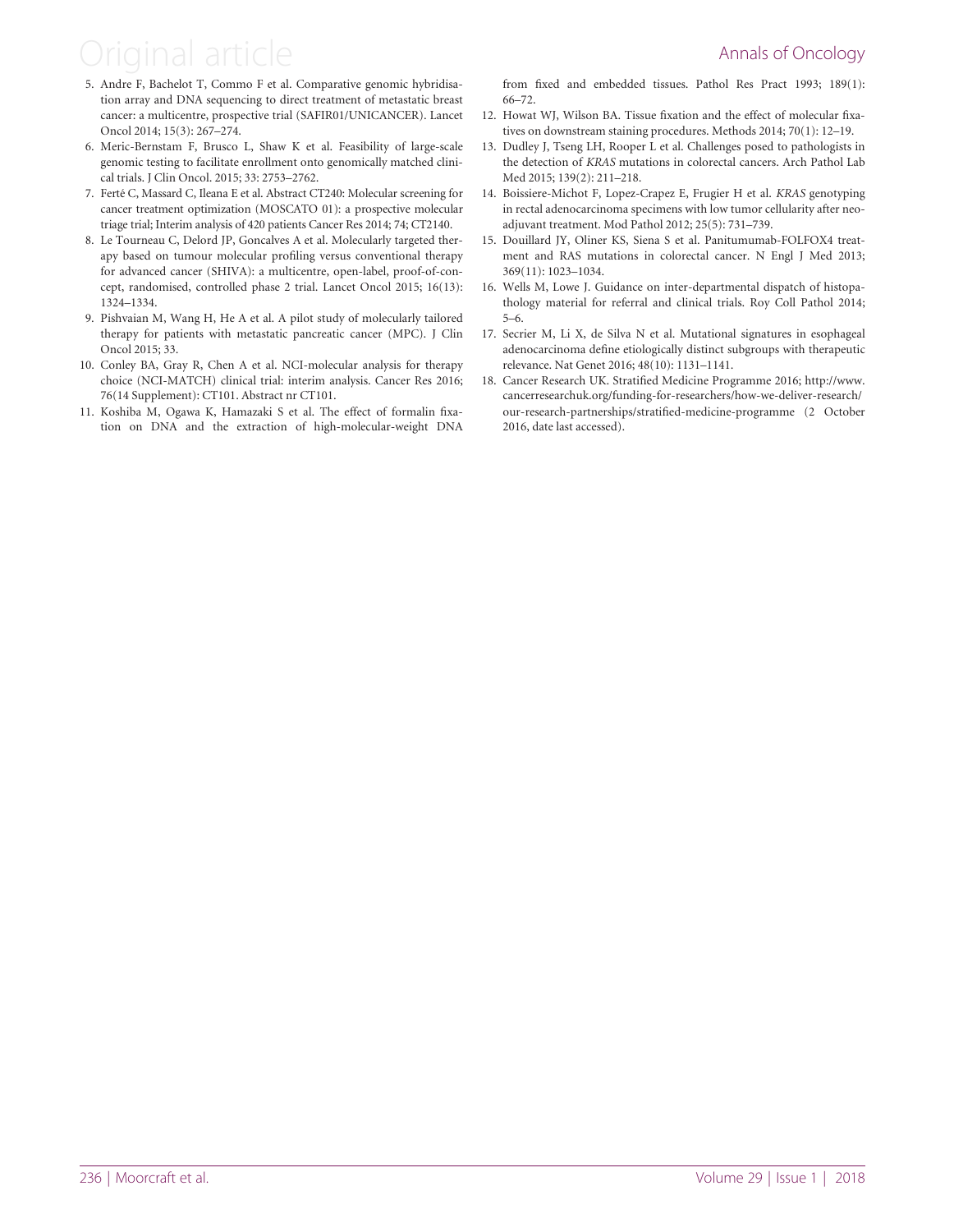5. Andre F, Bachelot T, Commo F et al. Comparative genomic hybridisation array and DNA sequencing to direct treatment of metastatic breast cancer: a multicentre, prospective trial (SAFIR01/UNICANCER). Lancet Oncol 2014; 15(3): 267–274.
6. Meric-Bernstam F, Brusco L, Shaw K et al. Feasibility of large-scale genomic testing to facilitate enrollment onto genomically matched clinical trials. J Clin Oncol. 2015; 33: 2753–2762.
7. Ferté C, Massard C, Ileana E et al. Abstract CT240: Molecular screening for cancer treatment optimization (MOSCATO 01): a prospective molecular triage trial; Interim analysis of 420 patients Cancer Res 2014; 74; CT2140.
8. Le Tourneau C, Delord JP, Goncalves A et al. Molecularly targeted therapy based on tumour molecular profiling versus conventional therapy for advanced cancer (SHIVA): a multicentre, open-label, proof-of-concept, randomised, controlled phase 2 trial. Lancet Oncol 2015; 16(13): 1324–1334.
9. Pishvaian M, Wang H, He A et al. A pilot study of molecularly tailored therapy for patients with metastatic pancreatic cancer (MPC). J Clin Oncol 2015; 33.
10. Conley BA, Gray R, Chen A et al. NCI-molecular analysis for therapy choice (NCI-MATCH) clinical trial: interim analysis. Cancer Res 2016; 76(14 Supplement): CT101. Abstract nr CT101.
11. Koshiba M, Ogawa K, Hamazaki S et al. The effect of formalin fixation on DNA and the extraction of high-molecular-weight DNA from fixed and embedded tissues. Pathol Res Pract 1993; 189(1): 66–72.
12. Howat WJ, Wilson BA. Tissue fixation and the effect of molecular fixatives on downstream staining procedures. Methods 2014; 70(1): 12–19.
13. Dudley J, Tseng LH, Rooper L et al. Challenges posed to pathologists in the detection of *KRAS* mutations in colorectal cancers. Arch Pathol Lab Med 2015; 139(2): 211–218.
14. Boissiere-Michot F, Lopez-Crapez E, Frugier H et al. *KRAS* genotyping in rectal adenocarcinoma specimens with low tumor cellularity after neoadjuvant treatment. Mod Pathol 2012; 25(5): 731–739.
15. Douillard JY, Oliner KS, Siena S et al. Panitumumab-FOLFOX4 treatment and RAS mutations in colorectal cancer. N Engl J Med 2013; 369(11): 1023–1034.
16. Wells M, Lowe J. Guidance on inter-departmental dispatch of histopathology material for referral and clinical trials. Roy Coll Pathol 2014; 5–6.
17. Secrier M, Li X, de Silva N et al. Mutational signatures in esophageal adenocarcinoma define etiologically distinct subgroups with therapeutic relevance. Nat Genet 2016; 48(10): 1131–1141.
18. Cancer Research UK. Stratified Medicine Programme 2016; http://www.cancerresearchuk.org/funding-for-researchers/how-we-deliver-research/our-research-partnerships/stratified-medicine-programme (2 October 2016, date last accessed).